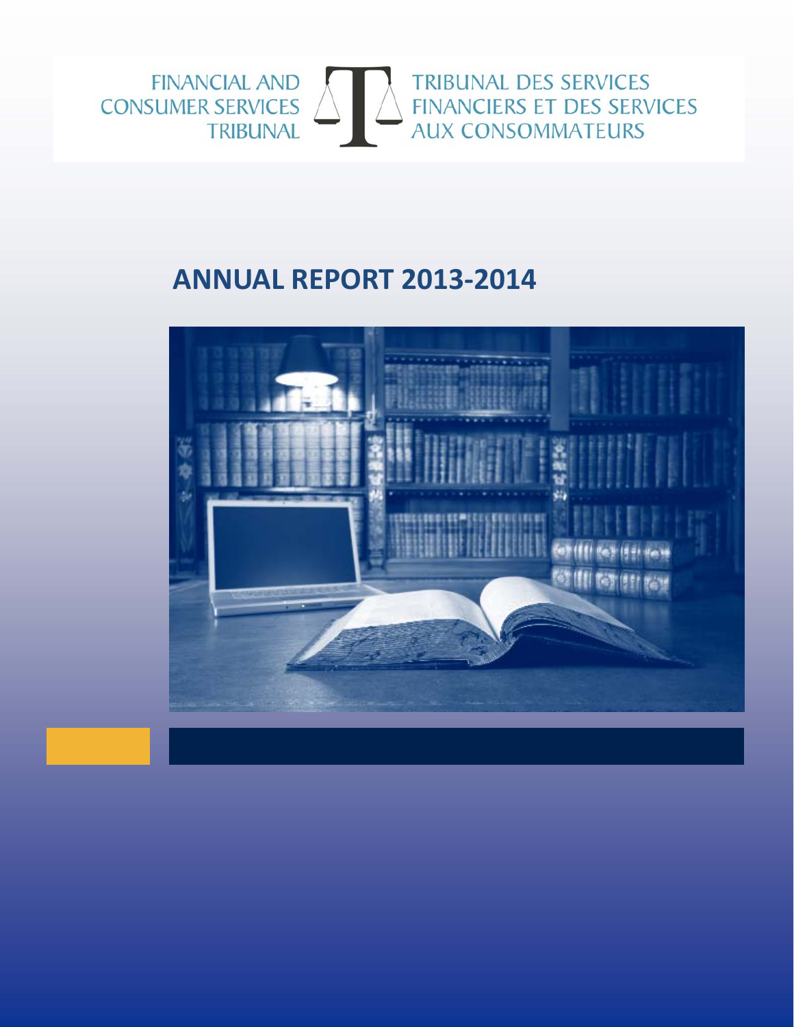FINANCIAL AND CONSUMER SERVICES TRIBUNAL

TRIBUNAL DES SERVICES FINANCIERS ET DES SERVICES AUX CONSOMMATEURS

# ANNUAL REPORT 2013-2014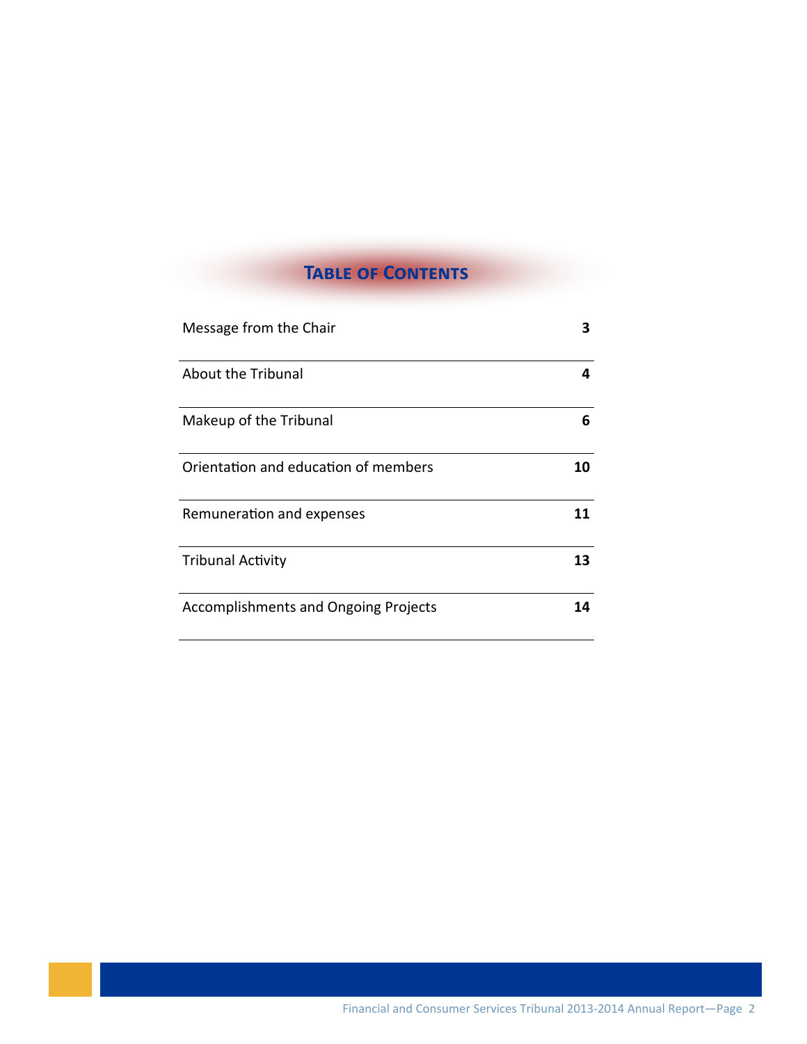## Table of Contents

| | |
|---|---|
| Message from the Chair | **3** |
| About the Tribunal | **4** |
| Makeup of the Tribunal | **6** |
| Orientation and education of members | **10** |
| Remuneration and expenses | **11** |
| Tribunal Activity | **13** |
| Accomplishments and Ongoing Projects | **14** |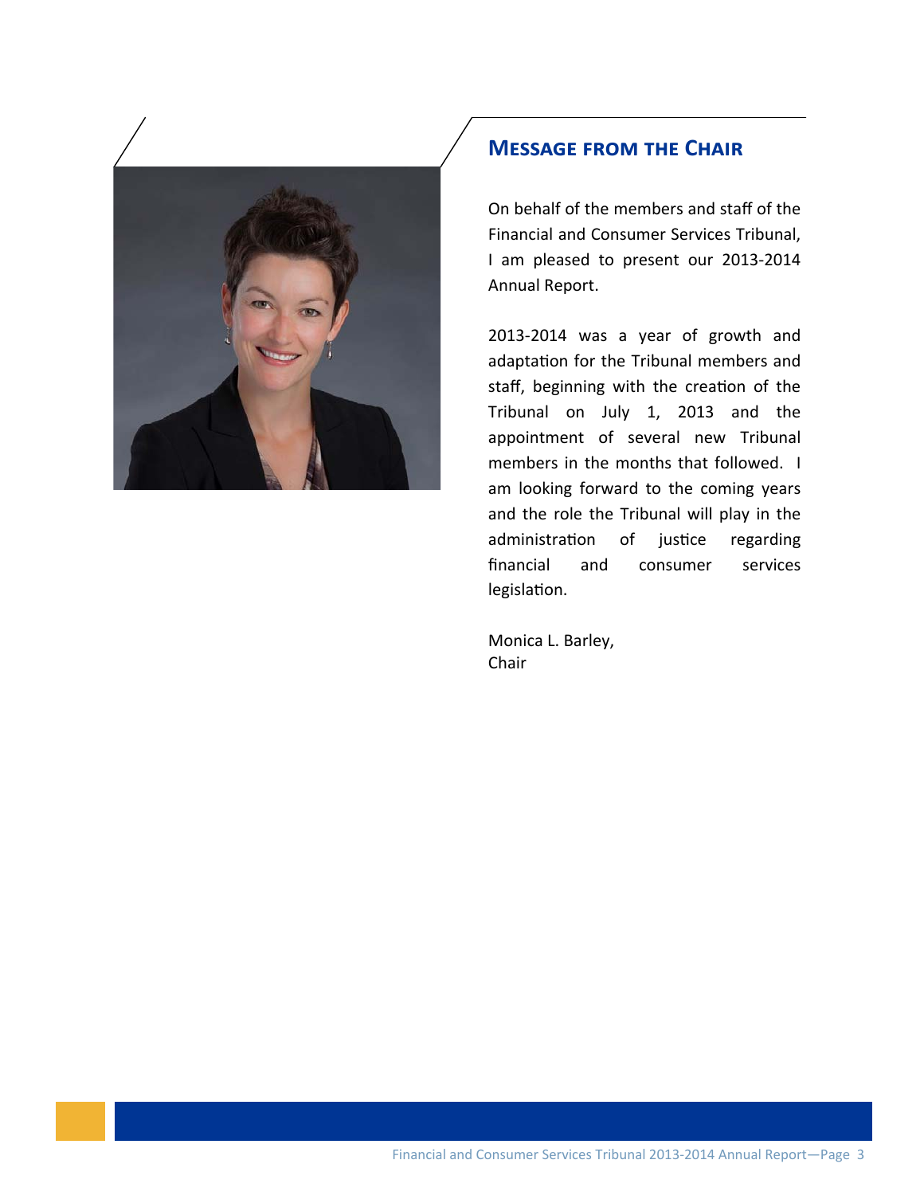## Message from the Chair

On behalf of the members and staff of the Financial and Consumer Services Tribunal, I am pleased to present our 2013-2014 Annual Report.

2013-2014 was a year of growth and adaptation for the Tribunal members and staff, beginning with the creation of the Tribunal on July 1, 2013 and the appointment of several new Tribunal members in the months that followed. I am looking forward to the coming years and the role the Tribunal will play in the administration of justice regarding financial and consumer services legislation.

Monica L. Barley,
Chair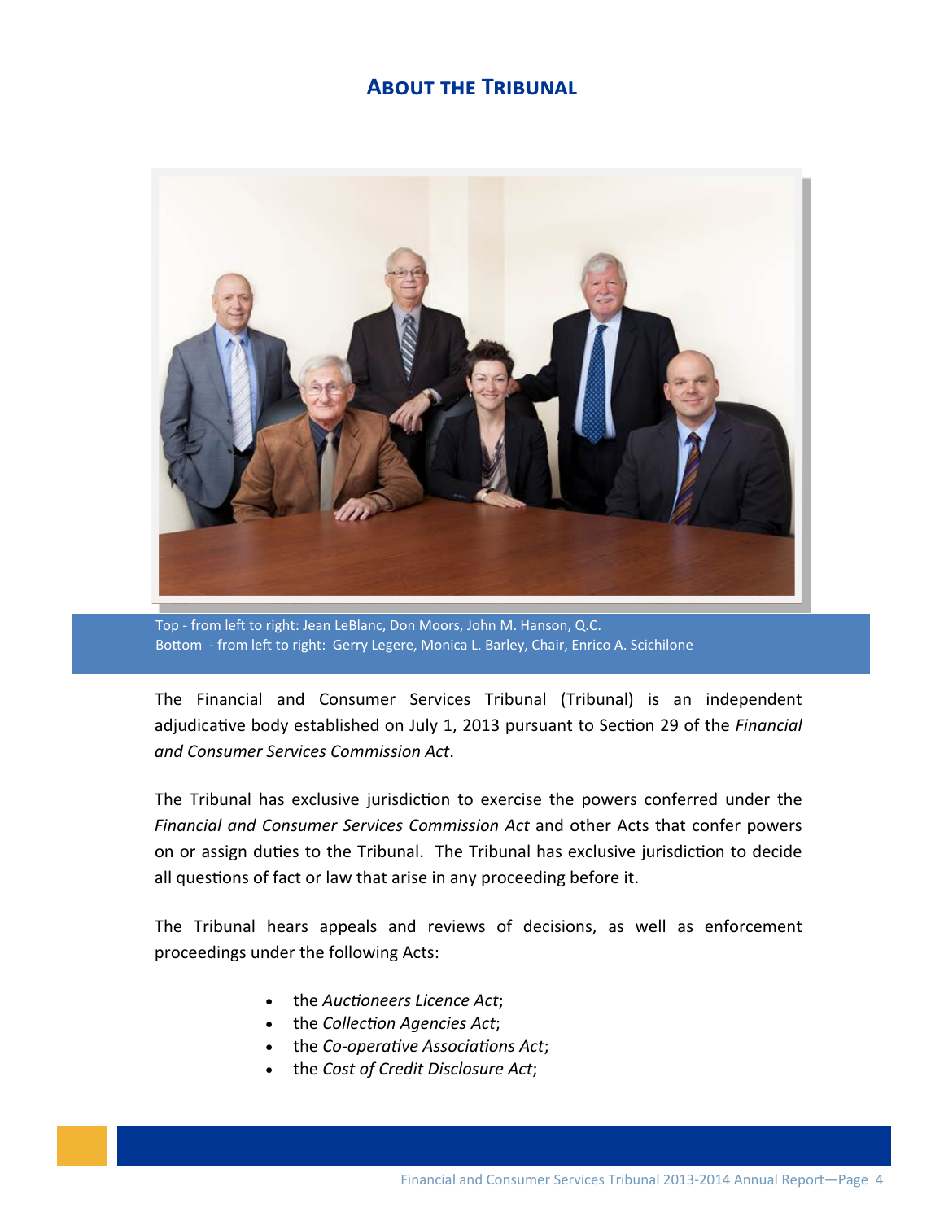## About the Tribunal

Top - from left to right: Jean LeBlanc, Don Moors, John M. Hanson, Q.C.
Bottom - from left to right: Gerry Legere, Monica L. Barley, Chair, Enrico A. Scichilone

The Financial and Consumer Services Tribunal (Tribunal) is an independent adjudicative body established on July 1, 2013 pursuant to Section 29 of the *Financial and Consumer Services Commission Act*.

The Tribunal has exclusive jurisdiction to exercise the powers conferred under the *Financial and Consumer Services Commission Act* and other Acts that confer powers on or assign duties to the Tribunal. The Tribunal has exclusive jurisdiction to decide all questions of fact or law that arise in any proceeding before it.

The Tribunal hears appeals and reviews of decisions, as well as enforcement proceedings under the following Acts:

- the *Auctioneers Licence Act*;
- the *Collection Agencies Act*;
- the *Co-operative Associations Act*;
- the *Cost of Credit Disclosure Act*;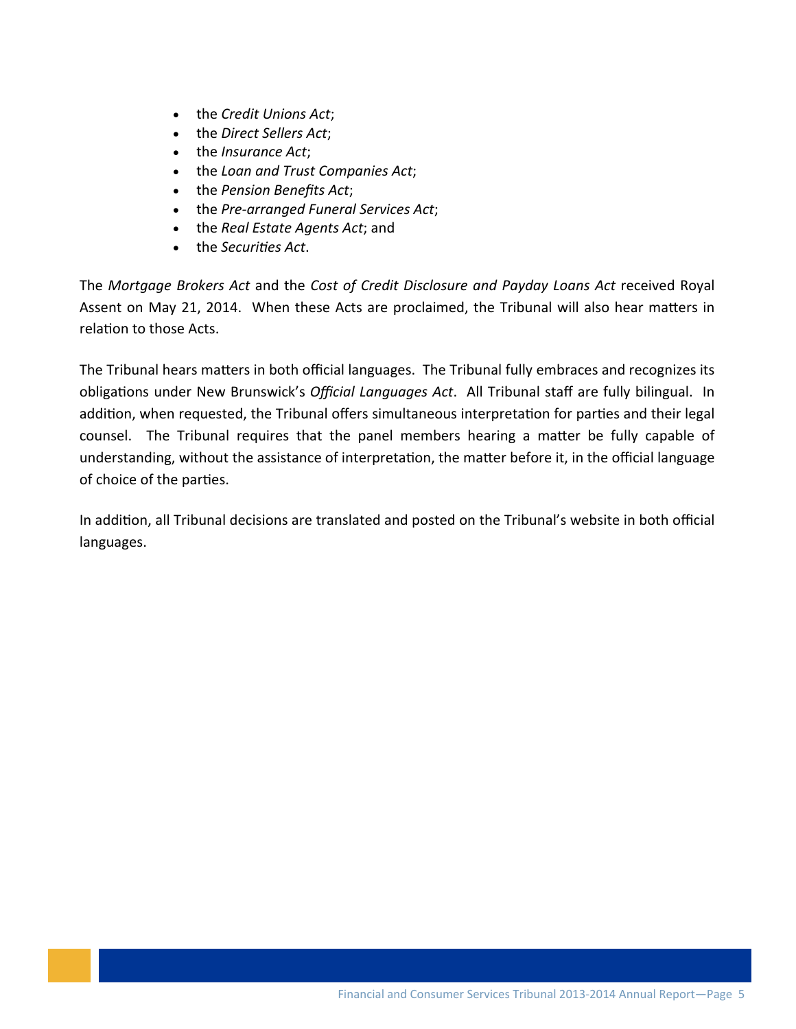- the *Credit Unions Act*;
- the *Direct Sellers Act*;
- the *Insurance Act*;
- the *Loan and Trust Companies Act*;
- the *Pension Benefits Act*;
- the *Pre-arranged Funeral Services Act*;
- the *Real Estate Agents Act*; and
- the *Securities Act*.

The *Mortgage Brokers Act* and the *Cost of Credit Disclosure and Payday Loans Act* received Royal Assent on May 21, 2014. When these Acts are proclaimed, the Tribunal will also hear matters in relation to those Acts.

The Tribunal hears matters in both official languages. The Tribunal fully embraces and recognizes its obligations under New Brunswick's *Official Languages Act*. All Tribunal staff are fully bilingual. In addition, when requested, the Tribunal offers simultaneous interpretation for parties and their legal counsel. The Tribunal requires that the panel members hearing a matter be fully capable of understanding, without the assistance of interpretation, the matter before it, in the official language of choice of the parties.

In addition, all Tribunal decisions are translated and posted on the Tribunal's website in both official languages.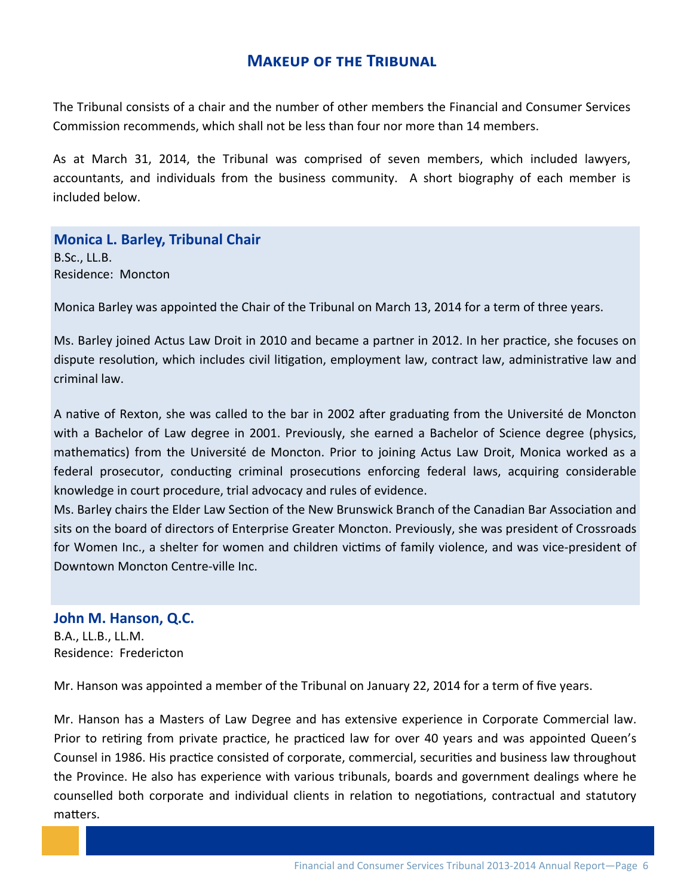## Makeup of the Tribunal

The Tribunal consists of a chair and the number of other members the Financial and Consumer Services Commission recommends, which shall not be less than four nor more than 14 members.

As at March 31, 2014, the Tribunal was comprised of seven members, which included lawyers, accountants, and individuals from the business community. A short biography of each member is included below.

### Monica L. Barley, Tribunal Chair

B.Sc., LL.B.
Residence: Moncton

Monica Barley was appointed the Chair of the Tribunal on March 13, 2014 for a term of three years.

Ms. Barley joined Actus Law Droit in 2010 and became a partner in 2012. In her practice, she focuses on dispute resolution, which includes civil litigation, employment law, contract law, administrative law and criminal law.

A native of Rexton, she was called to the bar in 2002 after graduating from the Université de Moncton with a Bachelor of Law degree in 2001. Previously, she earned a Bachelor of Science degree (physics, mathematics) from the Université de Moncton. Prior to joining Actus Law Droit, Monica worked as a federal prosecutor, conducting criminal prosecutions enforcing federal laws, acquiring considerable knowledge in court procedure, trial advocacy and rules of evidence.

Ms. Barley chairs the Elder Law Section of the New Brunswick Branch of the Canadian Bar Association and sits on the board of directors of Enterprise Greater Moncton. Previously, she was president of Crossroads for Women Inc., a shelter for women and children victims of family violence, and was vice-president of Downtown Moncton Centre-ville Inc.

### John M. Hanson, Q.C.

B.A., LL.B., LL.M.
Residence: Fredericton

Mr. Hanson was appointed a member of the Tribunal on January 22, 2014 for a term of five years.

Mr. Hanson has a Masters of Law Degree and has extensive experience in Corporate Commercial law. Prior to retiring from private practice, he practiced law for over 40 years and was appointed Queen's Counsel in 1986. His practice consisted of corporate, commercial, securities and business law throughout the Province. He also has experience with various tribunals, boards and government dealings where he counselled both corporate and individual clients in relation to negotiations, contractual and statutory matters.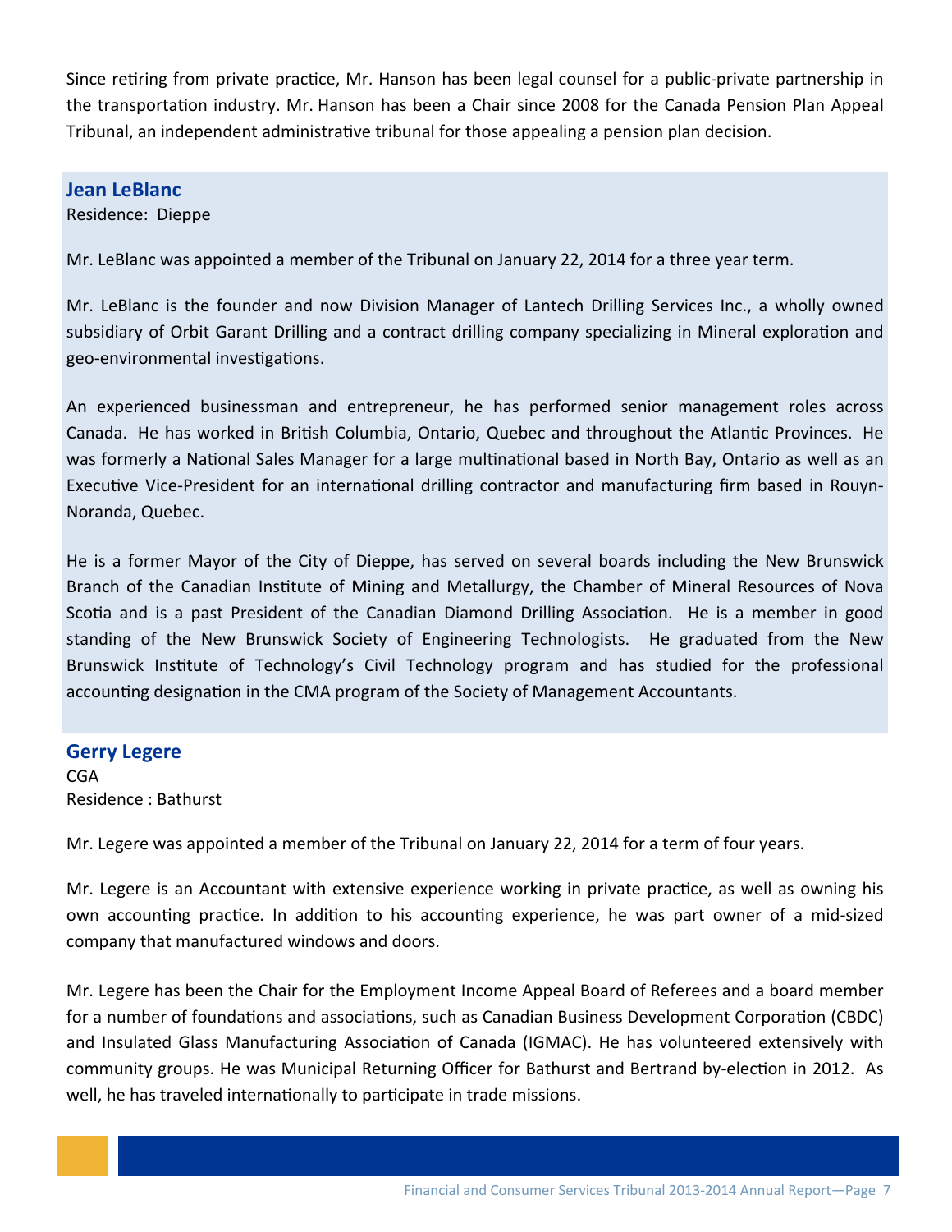Since retiring from private practice, Mr. Hanson has been legal counsel for a public-private partnership in the transportation industry. Mr. Hanson has been a Chair since 2008 for the Canada Pension Plan Appeal Tribunal, an independent administrative tribunal for those appealing a pension plan decision.

### Jean LeBlanc

Residence: Dieppe

Mr. LeBlanc was appointed a member of the Tribunal on January 22, 2014 for a three year term.

Mr. LeBlanc is the founder and now Division Manager of Lantech Drilling Services Inc., a wholly owned subsidiary of Orbit Garant Drilling and a contract drilling company specializing in Mineral exploration and geo-environmental investigations.

An experienced businessman and entrepreneur, he has performed senior management roles across Canada. He has worked in British Columbia, Ontario, Quebec and throughout the Atlantic Provinces. He was formerly a National Sales Manager for a large multinational based in North Bay, Ontario as well as an Executive Vice-President for an international drilling contractor and manufacturing firm based in Rouyn-Noranda, Quebec.

He is a former Mayor of the City of Dieppe, has served on several boards including the New Brunswick Branch of the Canadian Institute of Mining and Metallurgy, the Chamber of Mineral Resources of Nova Scotia and is a past President of the Canadian Diamond Drilling Association. He is a member in good standing of the New Brunswick Society of Engineering Technologists. He graduated from the New Brunswick Institute of Technology's Civil Technology program and has studied for the professional accounting designation in the CMA program of the Society of Management Accountants.

### Gerry Legere

CGA
Residence : Bathurst

Mr. Legere was appointed a member of the Tribunal on January 22, 2014 for a term of four years.

Mr. Legere is an Accountant with extensive experience working in private practice, as well as owning his own accounting practice. In addition to his accounting experience, he was part owner of a mid-sized company that manufactured windows and doors.

Mr. Legere has been the Chair for the Employment Income Appeal Board of Referees and a board member for a number of foundations and associations, such as Canadian Business Development Corporation (CBDC) and Insulated Glass Manufacturing Association of Canada (IGMAC). He has volunteered extensively with community groups. He was Municipal Returning Officer for Bathurst and Bertrand by-election in 2012. As well, he has traveled internationally to participate in trade missions.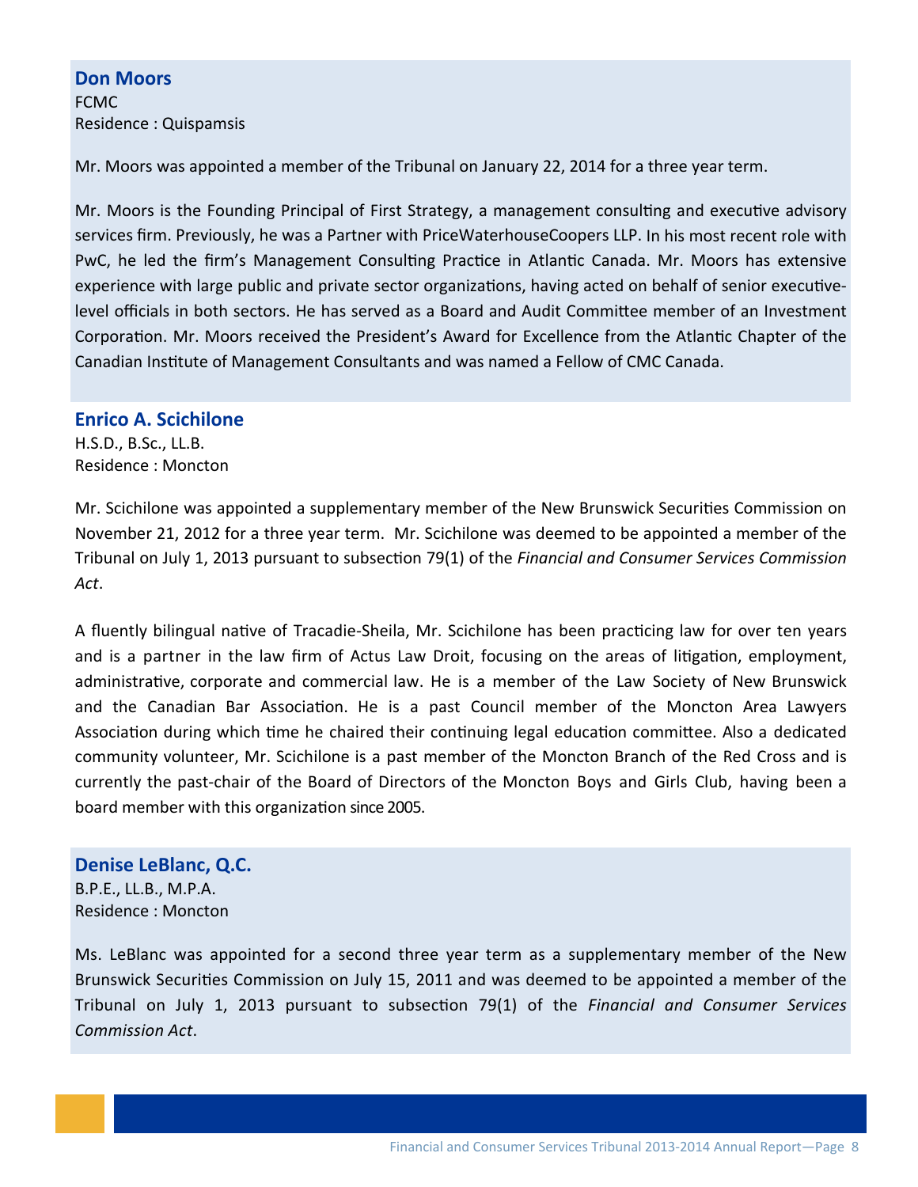### Don Moors

FCMC
Residence : Quispamsis

Mr. Moors was appointed a member of the Tribunal on January 22, 2014 for a three year term.

Mr. Moors is the Founding Principal of First Strategy, a management consulting and executive advisory services firm. Previously, he was a Partner with PriceWaterhouseCoopers LLP. In his most recent role with PwC, he led the firm's Management Consulting Practice in Atlantic Canada. Mr. Moors has extensive experience with large public and private sector organizations, having acted on behalf of senior executive-level officials in both sectors. He has served as a Board and Audit Committee member of an Investment Corporation. Mr. Moors received the President's Award for Excellence from the Atlantic Chapter of the Canadian Institute of Management Consultants and was named a Fellow of CMC Canada.

### Enrico A. Scichilone

H.S.D., B.Sc., LL.B.
Residence : Moncton

Mr. Scichilone was appointed a supplementary member of the New Brunswick Securities Commission on November 21, 2012 for a three year term. Mr. Scichilone was deemed to be appointed a member of the Tribunal on July 1, 2013 pursuant to subsection 79(1) of the *Financial and Consumer Services Commission Act*.

A fluently bilingual native of Tracadie-Sheila, Mr. Scichilone has been practicing law for over ten years and is a partner in the law firm of Actus Law Droit, focusing on the areas of litigation, employment, administrative, corporate and commercial law. He is a member of the Law Society of New Brunswick and the Canadian Bar Association. He is a past Council member of the Moncton Area Lawyers Association during which time he chaired their continuing legal education committee. Also a dedicated community volunteer, Mr. Scichilone is a past member of the Moncton Branch of the Red Cross and is currently the past-chair of the Board of Directors of the Moncton Boys and Girls Club, having been a board member with this organization since 2005.

### Denise LeBlanc, Q.C.

B.P.E., LL.B., M.P.A.
Residence : Moncton

Ms. LeBlanc was appointed for a second three year term as a supplementary member of the New Brunswick Securities Commission on July 15, 2011 and was deemed to be appointed a member of the Tribunal on July 1, 2013 pursuant to subsection 79(1) of the *Financial and Consumer Services Commission Act*.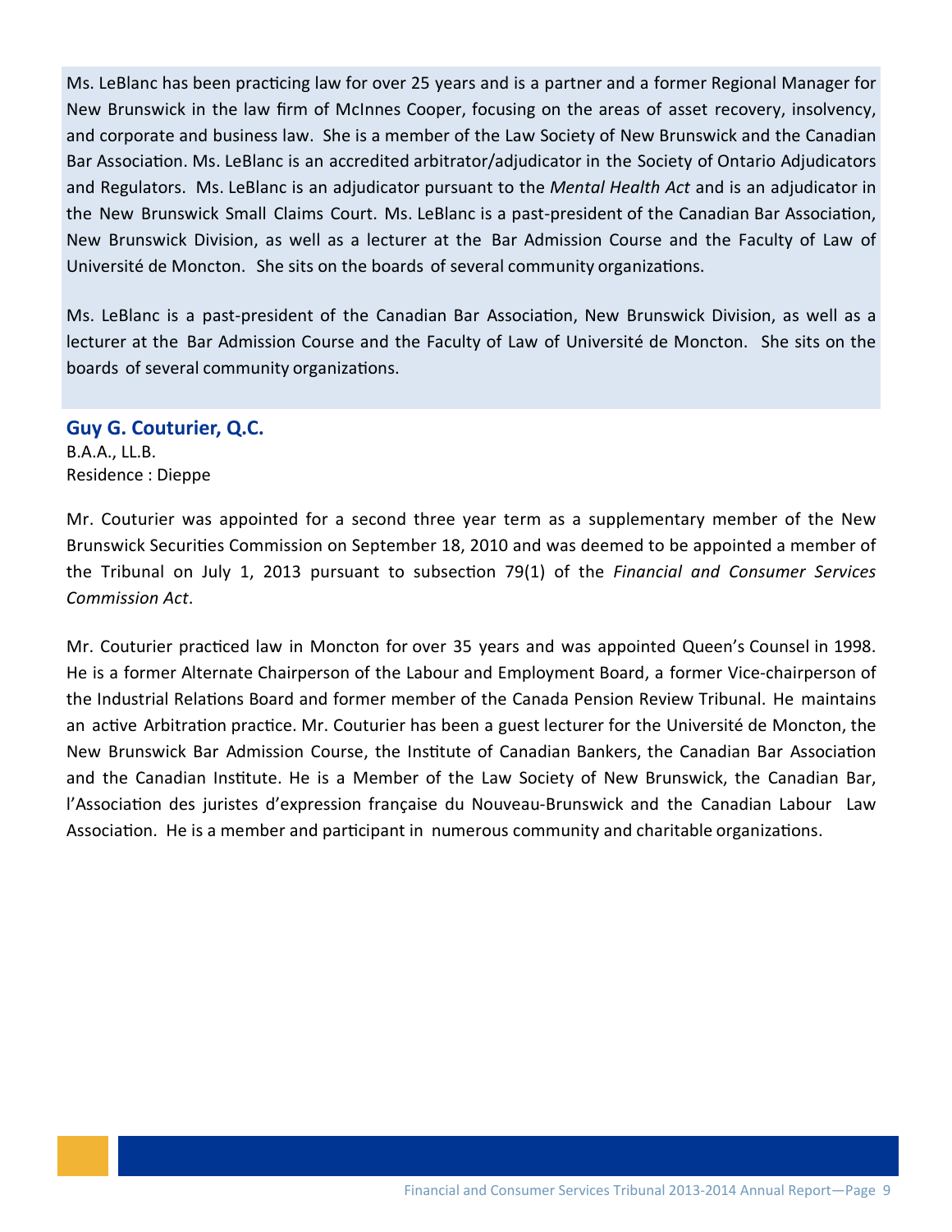Ms. LeBlanc has been practicing law for over 25 years and is a partner and a former Regional Manager for New Brunswick in the law firm of McInnes Cooper, focusing on the areas of asset recovery, insolvency, and corporate and business law. She is a member of the Law Society of New Brunswick and the Canadian Bar Association. Ms. LeBlanc is an accredited arbitrator/adjudicator in the Society of Ontario Adjudicators and Regulators. Ms. LeBlanc is an adjudicator pursuant to the *Mental Health Act* and is an adjudicator in the New Brunswick Small Claims Court. Ms. LeBlanc is a past-president of the Canadian Bar Association, New Brunswick Division, as well as a lecturer at the Bar Admission Course and the Faculty of Law of Université de Moncton. She sits on the boards of several community organizations.

Ms. LeBlanc is a past-president of the Canadian Bar Association, New Brunswick Division, as well as a lecturer at the Bar Admission Course and the Faculty of Law of Université de Moncton. She sits on the boards of several community organizations.

### Guy G. Couturier, Q.C.

B.A.A., LL.B.
Residence : Dieppe

Mr. Couturier was appointed for a second three year term as a supplementary member of the New Brunswick Securities Commission on September 18, 2010 and was deemed to be appointed a member of the Tribunal on July 1, 2013 pursuant to subsection 79(1) of the *Financial and Consumer Services Commission Act*.

Mr. Couturier practiced law in Moncton for over 35 years and was appointed Queen's Counsel in 1998. He is a former Alternate Chairperson of the Labour and Employment Board, a former Vice-chairperson of the Industrial Relations Board and former member of the Canada Pension Review Tribunal. He maintains an active Arbitration practice. Mr. Couturier has been a guest lecturer for the Université de Moncton, the New Brunswick Bar Admission Course, the Institute of Canadian Bankers, the Canadian Bar Association and the Canadian Institute. He is a Member of the Law Society of New Brunswick, the Canadian Bar, l'Association des juristes d'expression française du Nouveau-Brunswick and the Canadian Labour Law Association. He is a member and participant in numerous community and charitable organizations.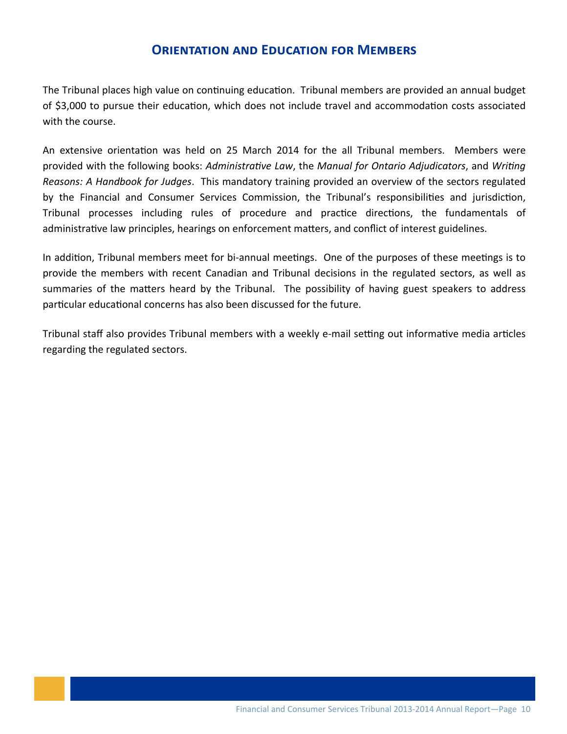## Orientation and Education for Members

The Tribunal places high value on continuing education. Tribunal members are provided an annual budget of $3,000 to pursue their education, which does not include travel and accommodation costs associated with the course.

An extensive orientation was held on 25 March 2014 for the all Tribunal members. Members were provided with the following books: *Administrative Law*, the *Manual for Ontario Adjudicators*, and *Writing Reasons: A Handbook for Judges*. This mandatory training provided an overview of the sectors regulated by the Financial and Consumer Services Commission, the Tribunal's responsibilities and jurisdiction, Tribunal processes including rules of procedure and practice directions, the fundamentals of administrative law principles, hearings on enforcement matters, and conflict of interest guidelines.

In addition, Tribunal members meet for bi-annual meetings. One of the purposes of these meetings is to provide the members with recent Canadian and Tribunal decisions in the regulated sectors, as well as summaries of the matters heard by the Tribunal. The possibility of having guest speakers to address particular educational concerns has also been discussed for the future.

Tribunal staff also provides Tribunal members with a weekly e-mail setting out informative media articles regarding the regulated sectors.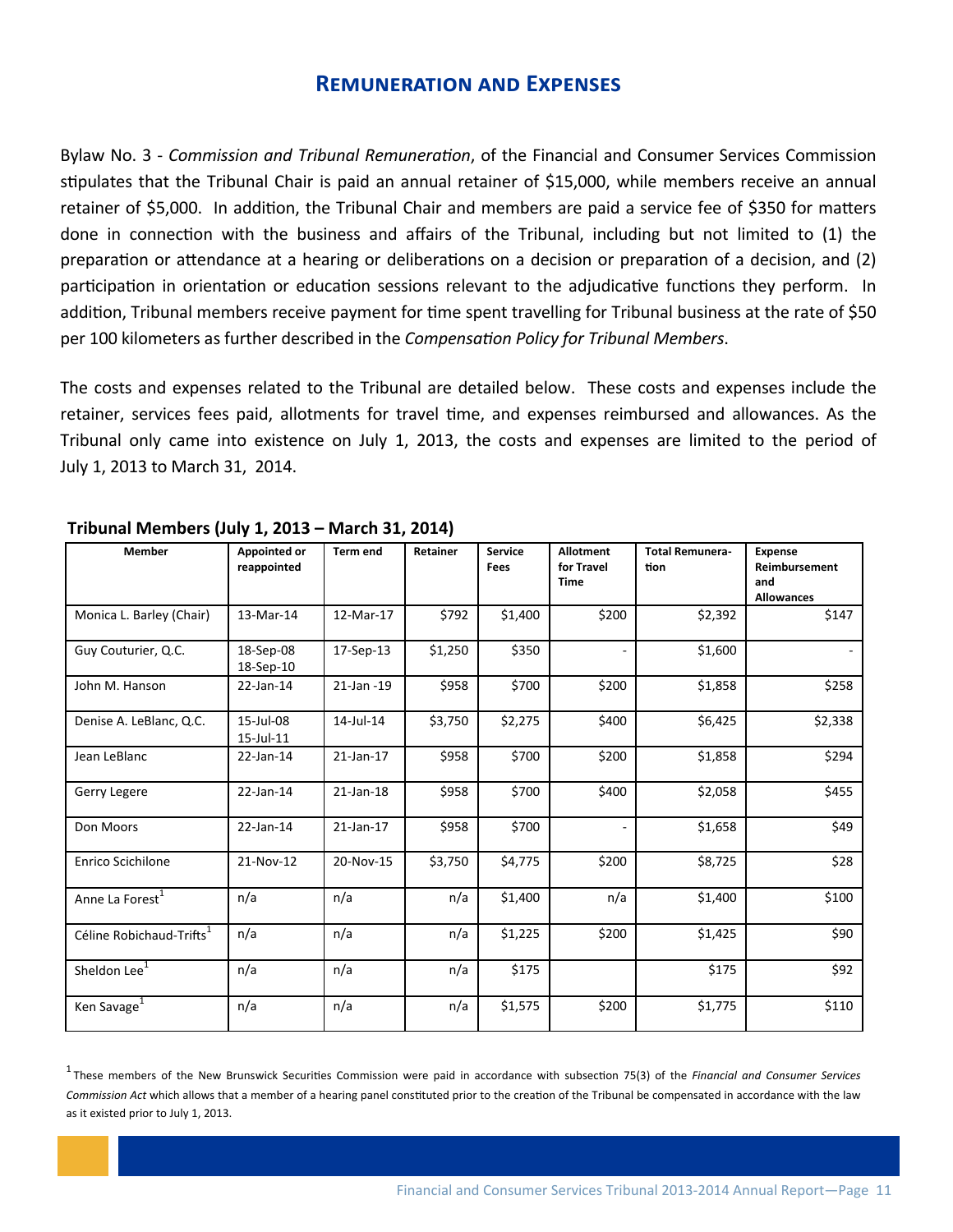# Remuneration and Expenses

Bylaw No. 3 - *Commission and Tribunal Remuneration*, of the Financial and Consumer Services Commission stipulates that the Tribunal Chair is paid an annual retainer of $15,000, while members receive an annual retainer of $5,000. In addition, the Tribunal Chair and members are paid a service fee of $350 for matters done in connection with the business and affairs of the Tribunal, including but not limited to (1) the preparation or attendance at a hearing or deliberations on a decision or preparation of a decision, and (2) participation in orientation or education sessions relevant to the adjudicative functions they perform. In addition, Tribunal members receive payment for time spent travelling for Tribunal business at the rate of $50 per 100 kilometers as further described in the *Compensation Policy for Tribunal Members*.

The costs and expenses related to the Tribunal are detailed below. These costs and expenses include the retainer, services fees paid, allotments for travel time, and expenses reimbursed and allowances. As the Tribunal only came into existence on July 1, 2013, the costs and expenses are limited to the period of July 1, 2013 to March 31, 2014.

**Tribunal Members (July 1, 2013 – March 31, 2014)**

| Member | Appointed or reappointed | Term end | Retainer | Service Fees | Allotment for Travel Time | Total Remuneration | Expense Reimbursement and Allowances |
|---|---|---|---|---|---|---|---|
| Monica L. Barley (Chair) | 13-Mar-14 | 12-Mar-17 | $792 | $1,400 | $200 | $2,392 | $147 |
| Guy Couturier, Q.C. | 18-Sep-08<br>18-Sep-10 | 17-Sep-13 | $1,250 | $350 | - | $1,600 | - |
| John M. Hanson | 22-Jan-14 | 21-Jan -19 | $958 | $700 | $200 | $1,858 | $258 |
| Denise A. LeBlanc, Q.C. | 15-Jul-08<br>15-Jul-11 | 14-Jul-14 | $3,750 | $2,275 | $400 | $6,425 | $2,338 |
| Jean LeBlanc | 22-Jan-14 | 21-Jan-17 | $958 | $700 | $200 | $1,858 | $294 |
| Gerry Legere | 22-Jan-14 | 21-Jan-18 | $958 | $700 | $400 | $2,058 | $455 |
| Don Moors | 22-Jan-14 | 21-Jan-17 | $958 | $700 | - | $1,658 | $49 |
| Enrico Scichilone | 21-Nov-12 | 20-Nov-15 | $3,750 | $4,775 | $200 | $8,725 | $28 |
| Anne La Forest[1] | n/a | n/a | n/a | $1,400 | n/a | $1,400 | $100 |
| Céline Robichaud-Trifts[1] | n/a | n/a | n/a | $1,225 | $200 | $1,425 | $90 |
| Sheldon Lee[1] | n/a | n/a | n/a | $175 | | $175 | $92 |
| Ken Savage[1] | n/a | n/a | n/a | $1,575 | $200 | $1,775 | $110 |

[1] These members of the New Brunswick Securities Commission were paid in accordance with subsection 75(3) of the *Financial and Consumer Services Commission Act* which allows that a member of a hearing panel constituted prior to the creation of the Tribunal be compensated in accordance with the law as it existed prior to July 1, 2013.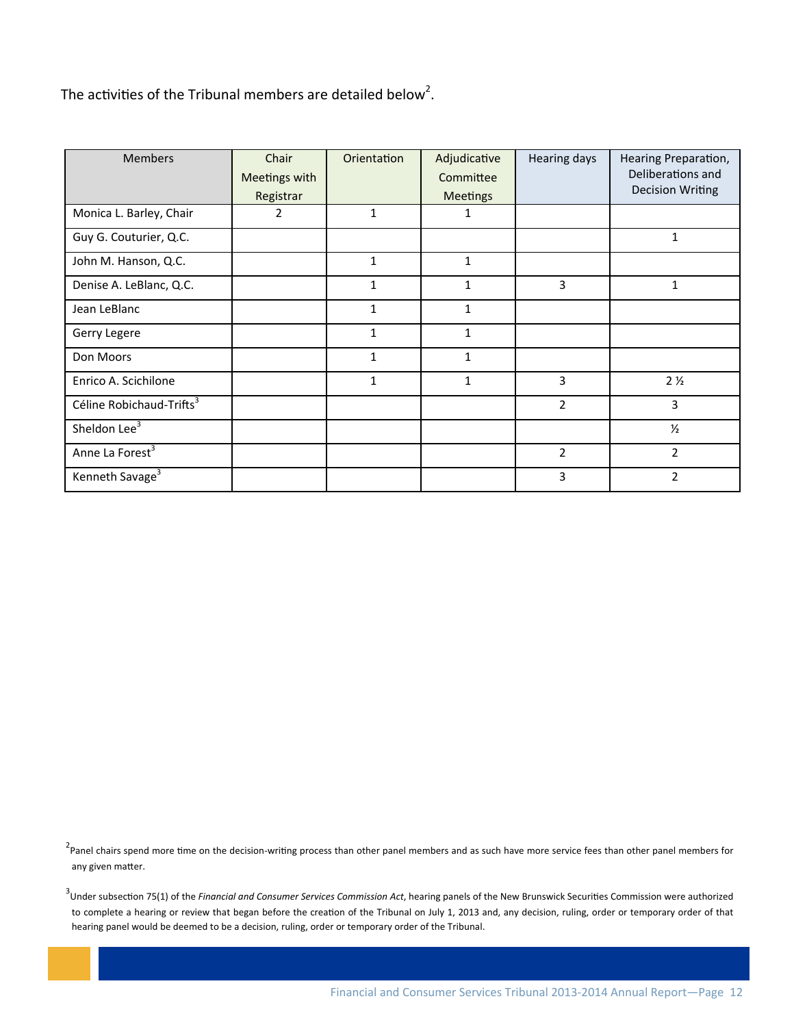The activities of the Tribunal members are detailed below[2].

| Members | Chair Meetings with Registrar | Orientation | Adjudicative Committee Meetings | Hearing days | Hearing Preparation, Deliberations and Decision Writing |
|---|---|---|---|---|---|
| Monica L. Barley, Chair | 2 | 1 | 1 | | |
| Guy G. Couturier, Q.C. | | | | | 1 |
| John M. Hanson, Q.C. | | 1 | 1 | | |
| Denise A. LeBlanc, Q.C. | | 1 | 1 | 3 | 1 |
| Jean LeBlanc | | 1 | 1 | | |
| Gerry Legere | | 1 | 1 | | |
| Don Moors | | 1 | 1 | | |
| Enrico A. Scichilone | | 1 | 1 | 3 | 2 ½ |
| Céline Robichaud-Trifts[3] | | | | 2 | 3 |
| Sheldon Lee[3] | | | | | ½ |
| Anne La Forest[3] | | | | 2 | 2 |
| Kenneth Savage[3] | | | | 3 | 2 |

[2]Panel chairs spend more time on the decision-writing process than other panel members and as such have more service fees than other panel members for any given matter.

[3]Under subsection 75(1) of the *Financial and Consumer Services Commission Act*, hearing panels of the New Brunswick Securities Commission were authorized to complete a hearing or review that began before the creation of the Tribunal on July 1, 2013 and, any decision, ruling, order or temporary order of that hearing panel would be deemed to be a decision, ruling, order or temporary order of the Tribunal.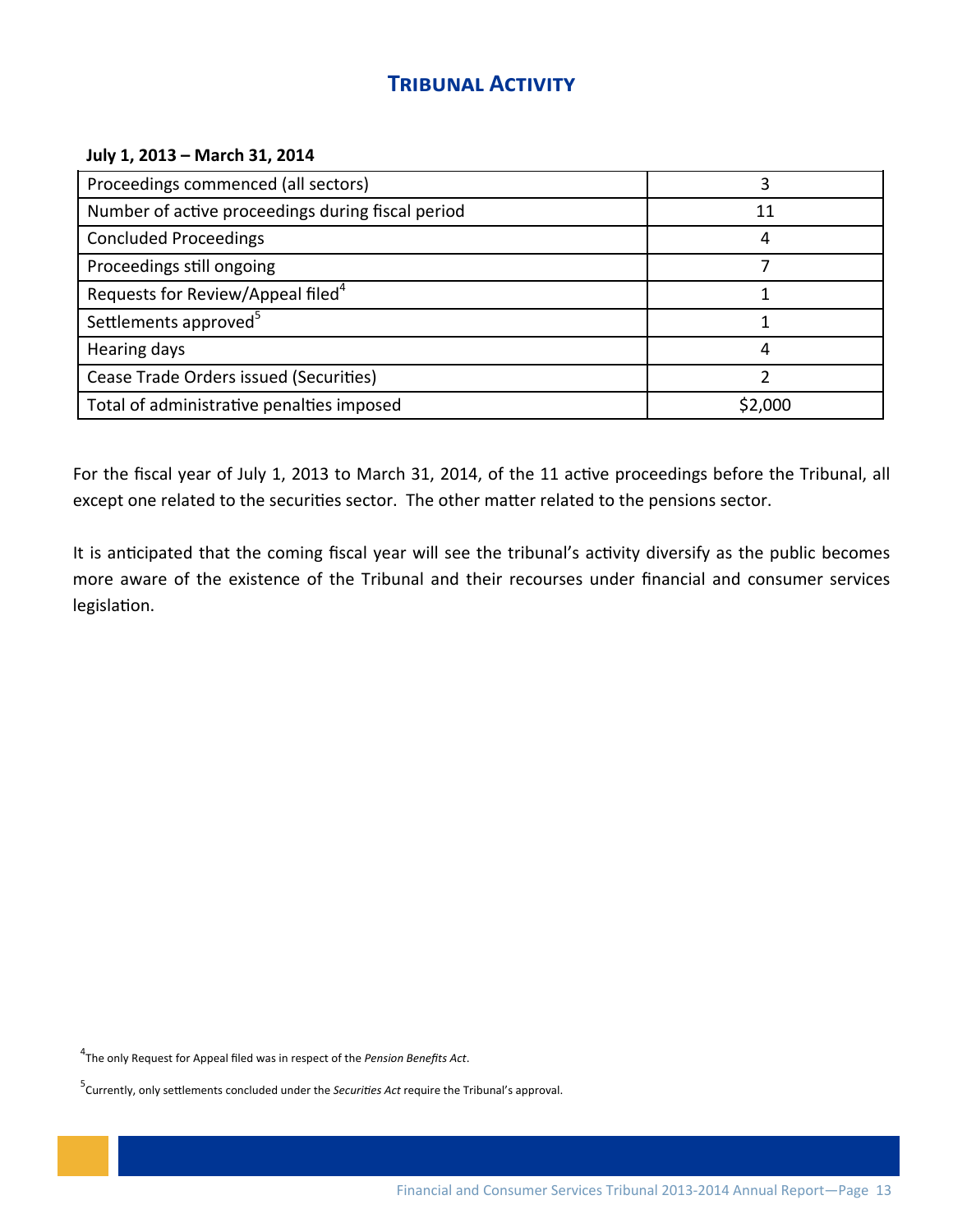# Tribunal Activity

**July 1, 2013 – March 31, 2014**

| | |
|---|---|
| Proceedings commenced (all sectors) | 3 |
| Number of active proceedings during fiscal period | 11 |
| Concluded Proceedings | 4 |
| Proceedings still ongoing | 7 |
| Requests for Review/Appeal filed[4] | 1 |
| Settlements approved[5] | 1 |
| Hearing days | 4 |
| Cease Trade Orders issued (Securities) | 2 |
| Total of administrative penalties imposed | $2,000 |

For the fiscal year of July 1, 2013 to March 31, 2014, of the 11 active proceedings before the Tribunal, all except one related to the securities sector. The other matter related to the pensions sector.

It is anticipated that the coming fiscal year will see the tribunal's activity diversify as the public becomes more aware of the existence of the Tribunal and their recourses under financial and consumer services legislation.

[4] The only Request for Appeal filed was in respect of the *Pension Benefits Act*.

[5] Currently, only settlements concluded under the *Securities Act* require the Tribunal's approval.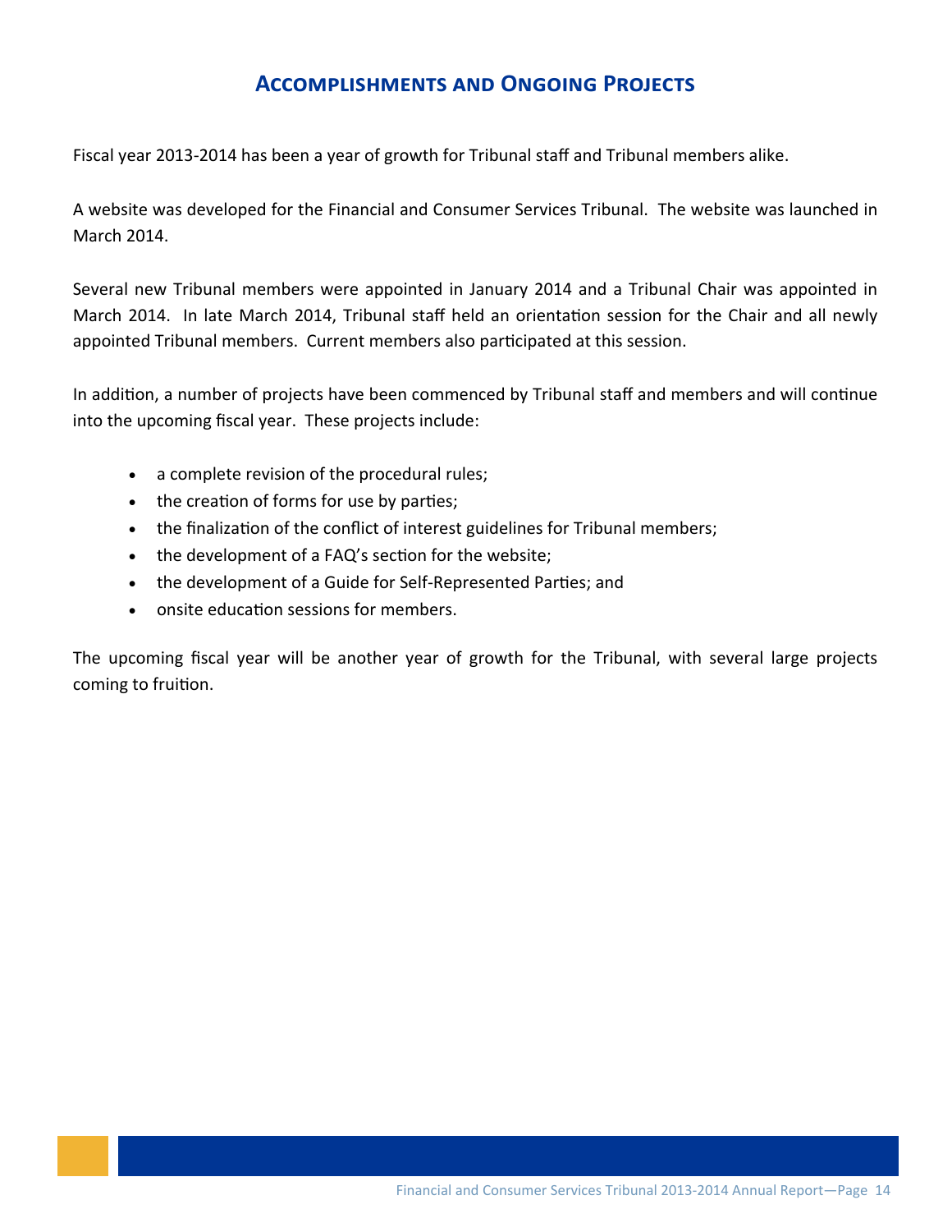## Accomplishments and Ongoing Projects

Fiscal year 2013-2014 has been a year of growth for Tribunal staff and Tribunal members alike.

A website was developed for the Financial and Consumer Services Tribunal. The website was launched in March 2014.

Several new Tribunal members were appointed in January 2014 and a Tribunal Chair was appointed in March 2014. In late March 2014, Tribunal staff held an orientation session for the Chair and all newly appointed Tribunal members. Current members also participated at this session.

In addition, a number of projects have been commenced by Tribunal staff and members and will continue into the upcoming fiscal year. These projects include:

- a complete revision of the procedural rules;
- the creation of forms for use by parties;
- the finalization of the conflict of interest guidelines for Tribunal members;
- the development of a FAQ's section for the website;
- the development of a Guide for Self-Represented Parties; and
- onsite education sessions for members.

The upcoming fiscal year will be another year of growth for the Tribunal, with several large projects coming to fruition.